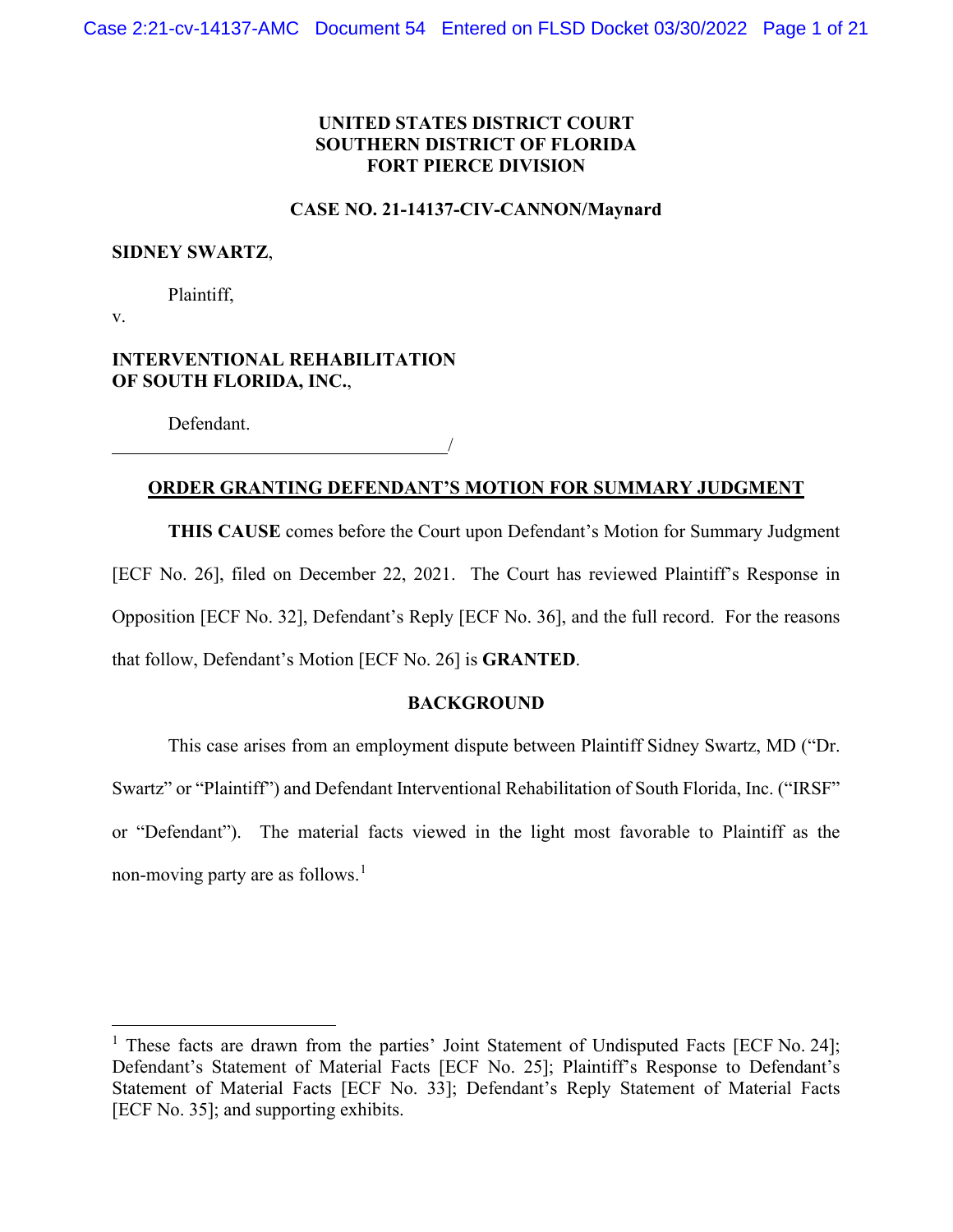**UNITED STATES DISTRICT COURT**
**SOUTHERN DISTRICT OF FLORIDA**
**FORT PIERCE DIVISION**

**CASE NO. 21-14137-CIV-CANNON/Maynard**

**SIDNEY SWARTZ**,

Plaintiff,

v.

**INTERVENTIONAL REHABILITATION OF SOUTH FLORIDA, INC.**,

Defendant.
_______________________________________/

**ORDER GRANTING DEFENDANT'S MOTION FOR SUMMARY JUDGMENT**

**THIS CAUSE** comes before the Court upon Defendant's Motion for Summary Judgment [ECF No. 26], filed on December 22, 2021. The Court has reviewed Plaintiff's Response in Opposition [ECF No. 32], Defendant's Reply [ECF No. 36], and the full record. For the reasons that follow, Defendant's Motion [ECF No. 26] is **GRANTED**.

**BACKGROUND**

This case arises from an employment dispute between Plaintiff Sidney Swartz, MD ("Dr. Swartz" or "Plaintiff") and Defendant Interventional Rehabilitation of South Florida, Inc. ("IRSF" or "Defendant"). The material facts viewed in the light most favorable to Plaintiff as the non-moving party are as follows.[1]

---

[1] These facts are drawn from the parties' Joint Statement of Undisputed Facts [ECF No. 24]; Defendant's Statement of Material Facts [ECF No. 25]; Plaintiff's Response to Defendant's Statement of Material Facts [ECF No. 33]; Defendant's Reply Statement of Material Facts [ECF No. 35]; and supporting exhibits.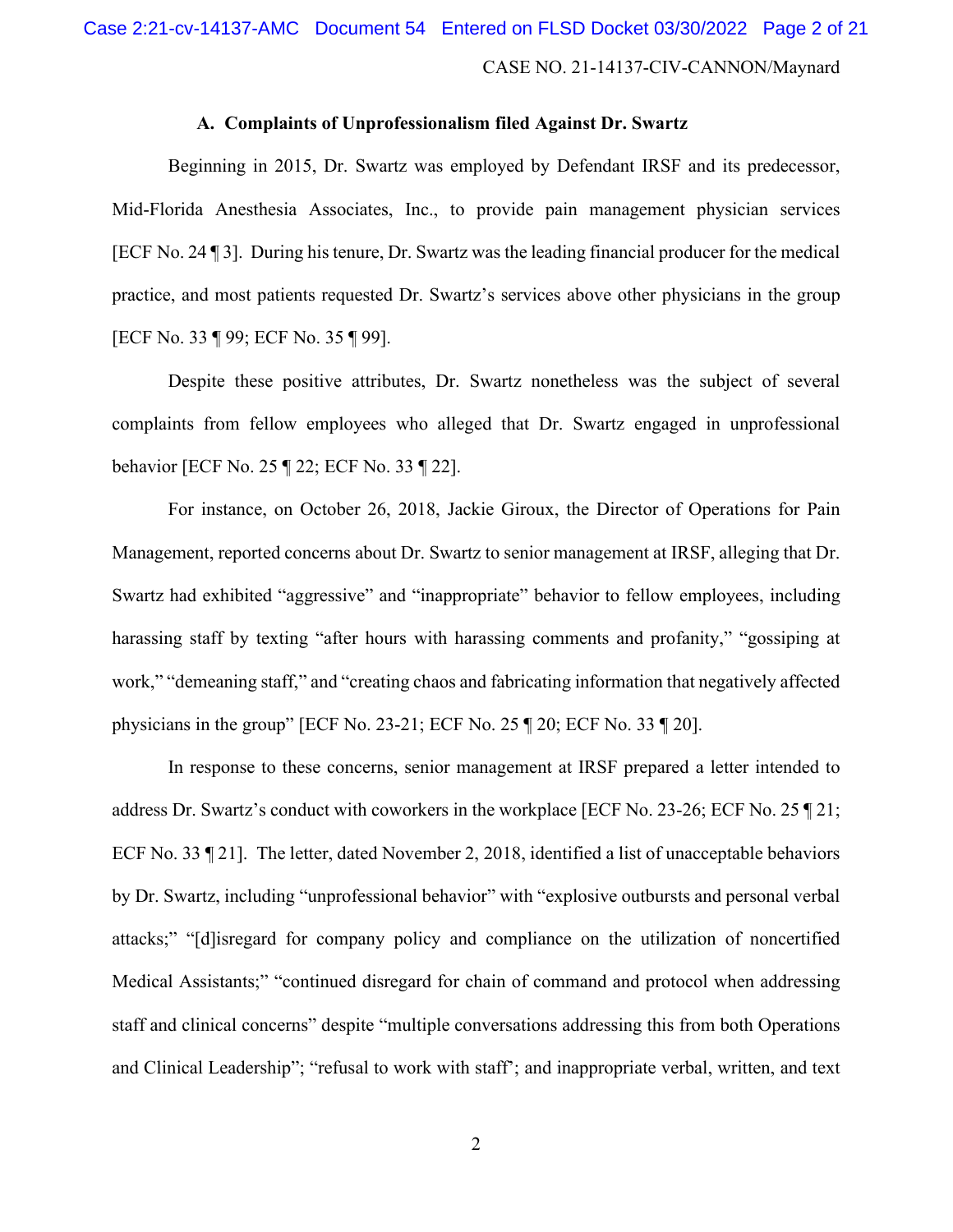### A. Complaints of Unprofessionalism filed Against Dr. Swartz

Beginning in 2015, Dr. Swartz was employed by Defendant IRSF and its predecessor, Mid-Florida Anesthesia Associates, Inc., to provide pain management physician services [ECF No. 24 ¶ 3]. During his tenure, Dr. Swartz was the leading financial producer for the medical practice, and most patients requested Dr. Swartz's services above other physicians in the group [ECF No. 33 ¶ 99; ECF No. 35 ¶ 99].

Despite these positive attributes, Dr. Swartz nonetheless was the subject of several complaints from fellow employees who alleged that Dr. Swartz engaged in unprofessional behavior [ECF No. 25 ¶ 22; ECF No. 33 ¶ 22].

For instance, on October 26, 2018, Jackie Giroux, the Director of Operations for Pain Management, reported concerns about Dr. Swartz to senior management at IRSF, alleging that Dr. Swartz had exhibited "aggressive" and "inappropriate" behavior to fellow employees, including harassing staff by texting "after hours with harassing comments and profanity," "gossiping at work," "demeaning staff," and "creating chaos and fabricating information that negatively affected physicians in the group" [ECF No. 23-21; ECF No. 25 ¶ 20; ECF No. 33 ¶ 20].

In response to these concerns, senior management at IRSF prepared a letter intended to address Dr. Swartz's conduct with coworkers in the workplace [ECF No. 23-26; ECF No. 25 ¶ 21; ECF No. 33 ¶ 21]. The letter, dated November 2, 2018, identified a list of unacceptable behaviors by Dr. Swartz, including "unprofessional behavior" with "explosive outbursts and personal verbal attacks;" "[d]isregard for company policy and compliance on the utilization of noncertified Medical Assistants;" "continued disregard for chain of command and protocol when addressing staff and clinical concerns" despite "multiple conversations addressing this from both Operations and Clinical Leadership"; "refusal to work with staff"; and inappropriate verbal, written, and text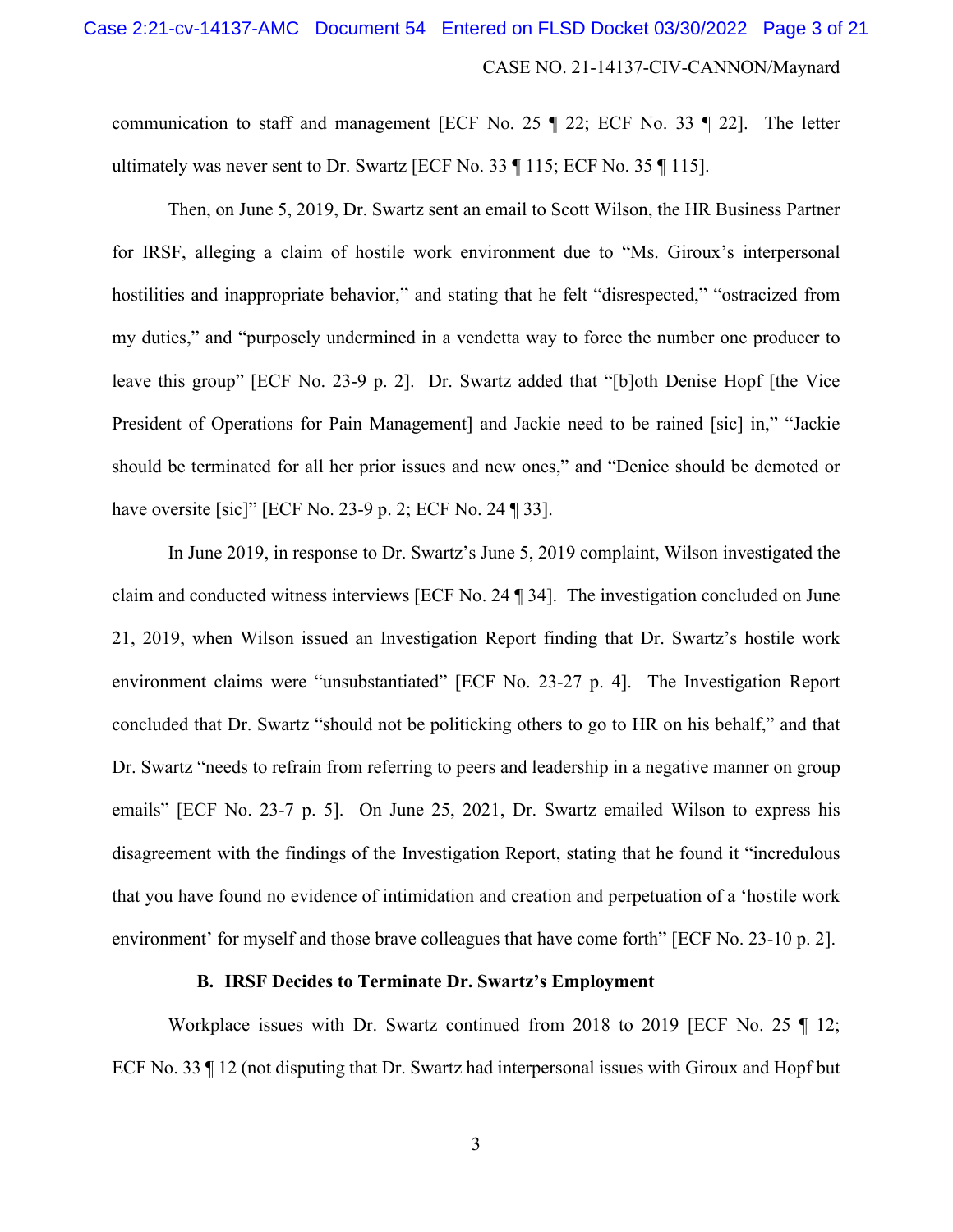communication to staff and management [ECF No. 25 ¶ 22; ECF No. 33 ¶ 22]. The letter ultimately was never sent to Dr. Swartz [ECF No. 33 ¶ 115; ECF No. 35 ¶ 115].

Then, on June 5, 2019, Dr. Swartz sent an email to Scott Wilson, the HR Business Partner for IRSF, alleging a claim of hostile work environment due to "Ms. Giroux's interpersonal hostilities and inappropriate behavior," and stating that he felt "disrespected," "ostracized from my duties," and "purposely undermined in a vendetta way to force the number one producer to leave this group" [ECF No. 23-9 p. 2]. Dr. Swartz added that "[b]oth Denise Hopf [the Vice President of Operations for Pain Management] and Jackie need to be rained [sic] in," "Jackie should be terminated for all her prior issues and new ones," and "Denice should be demoted or have oversite [sic]" [ECF No. 23-9 p. 2; ECF No. 24 ¶ 33].

In June 2019, in response to Dr. Swartz's June 5, 2019 complaint, Wilson investigated the claim and conducted witness interviews [ECF No. 24 ¶ 34]. The investigation concluded on June 21, 2019, when Wilson issued an Investigation Report finding that Dr. Swartz's hostile work environment claims were "unsubstantiated" [ECF No. 23-27 p. 4]. The Investigation Report concluded that Dr. Swartz "should not be politicking others to go to HR on his behalf," and that Dr. Swartz "needs to refrain from referring to peers and leadership in a negative manner on group emails" [ECF No. 23-7 p. 5]. On June 25, 2021, Dr. Swartz emailed Wilson to express his disagreement with the findings of the Investigation Report, stating that he found it "incredulous that you have found no evidence of intimidation and creation and perpetuation of a 'hostile work environment' for myself and those brave colleagues that have come forth" [ECF No. 23-10 p. 2].

### B. IRSF Decides to Terminate Dr. Swartz's Employment

Workplace issues with Dr. Swartz continued from 2018 to 2019 [ECF No. 25 ¶ 12; ECF No. 33 ¶ 12 (not disputing that Dr. Swartz had interpersonal issues with Giroux and Hopf but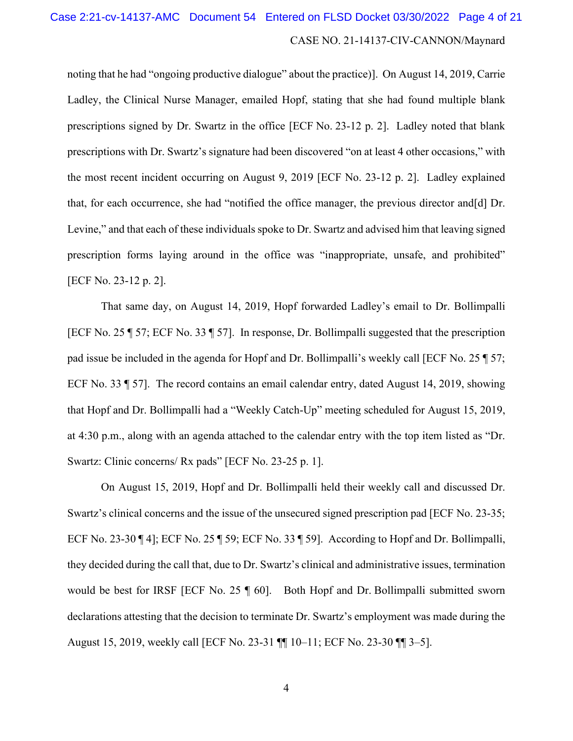noting that he had "ongoing productive dialogue" about the practice)]. On August 14, 2019, Carrie Ladley, the Clinical Nurse Manager, emailed Hopf, stating that she had found multiple blank prescriptions signed by Dr. Swartz in the office [ECF No. 23-12 p. 2]. Ladley noted that blank prescriptions with Dr. Swartz's signature had been discovered "on at least 4 other occasions," with the most recent incident occurring on August 9, 2019 [ECF No. 23-12 p. 2]. Ladley explained that, for each occurrence, she had "notified the office manager, the previous director and[d] Dr. Levine," and that each of these individuals spoke to Dr. Swartz and advised him that leaving signed prescription forms laying around in the office was "inappropriate, unsafe, and prohibited" [ECF No. 23-12 p. 2].

That same day, on August 14, 2019, Hopf forwarded Ladley's email to Dr. Bollimpalli [ECF No. 25 ¶ 57; ECF No. 33 ¶ 57]. In response, Dr. Bollimpalli suggested that the prescription pad issue be included in the agenda for Hopf and Dr. Bollimpalli's weekly call [ECF No. 25 ¶ 57; ECF No. 33 ¶ 57]. The record contains an email calendar entry, dated August 14, 2019, showing that Hopf and Dr. Bollimpalli had a "Weekly Catch-Up" meeting scheduled for August 15, 2019, at 4:30 p.m., along with an agenda attached to the calendar entry with the top item listed as "Dr. Swartz: Clinic concerns/ Rx pads" [ECF No. 23-25 p. 1].

On August 15, 2019, Hopf and Dr. Bollimpalli held their weekly call and discussed Dr. Swartz's clinical concerns and the issue of the unsecured signed prescription pad [ECF No. 23-35; ECF No. 23-30 ¶ 4]; ECF No. 25 ¶ 59; ECF No. 33 ¶ 59]. According to Hopf and Dr. Bollimpalli, they decided during the call that, due to Dr. Swartz's clinical and administrative issues, termination would be best for IRSF [ECF No. 25 ¶ 60]. Both Hopf and Dr. Bollimpalli submitted sworn declarations attesting that the decision to terminate Dr. Swartz's employment was made during the August 15, 2019, weekly call [ECF No. 23-31 ¶¶ 10–11; ECF No. 23-30 ¶¶ 3–5].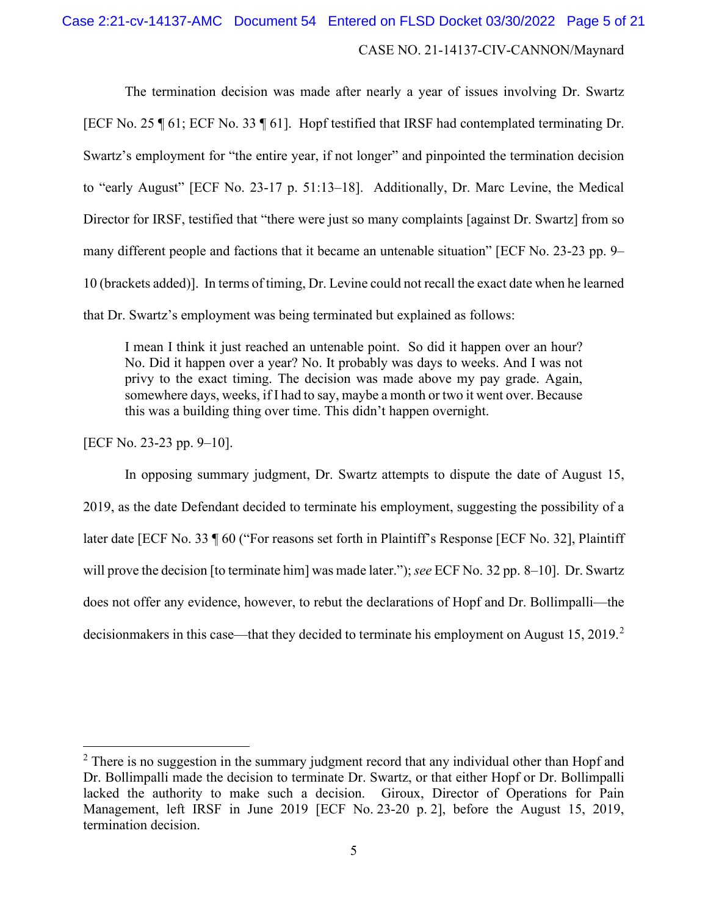The termination decision was made after nearly a year of issues involving Dr. Swartz [ECF No. 25 ¶ 61; ECF No. 33 ¶ 61]. Hopf testified that IRSF had contemplated terminating Dr. Swartz's employment for "the entire year, if not longer" and pinpointed the termination decision to "early August" [ECF No. 23-17 p. 51:13–18]. Additionally, Dr. Marc Levine, the Medical Director for IRSF, testified that "there were just so many complaints [against Dr. Swartz] from so many different people and factions that it became an untenable situation" [ECF No. 23-23 pp. 9–10 (brackets added)]. In terms of timing, Dr. Levine could not recall the exact date when he learned that Dr. Swartz's employment was being terminated but explained as follows:

> I mean I think it just reached an untenable point. So did it happen over an hour? No. Did it happen over a year? No. It probably was days to weeks. And I was not privy to the exact timing. The decision was made above my pay grade. Again, somewhere days, weeks, if I had to say, maybe a month or two it went over. Because this was a building thing over time. This didn't happen overnight.

[ECF No. 23-23 pp. 9–10].

In opposing summary judgment, Dr. Swartz attempts to dispute the date of August 15, 2019, as the date Defendant decided to terminate his employment, suggesting the possibility of a later date [ECF No. 33 ¶ 60 ("For reasons set forth in Plaintiff's Response [ECF No. 32], Plaintiff will prove the decision [to terminate him] was made later."); *see* ECF No. 32 pp. 8–10]. Dr. Swartz does not offer any evidence, however, to rebut the declarations of Hopf and Dr. Bollimpalli—the decisionmakers in this case—that they decided to terminate his employment on August 15, 2019.[2]

[2] There is no suggestion in the summary judgment record that any individual other than Hopf and Dr. Bollimpalli made the decision to terminate Dr. Swartz, or that either Hopf or Dr. Bollimpalli lacked the authority to make such a decision. Giroux, Director of Operations for Pain Management, left IRSF in June 2019 [ECF No. 23-20 p. 2], before the August 15, 2019, termination decision.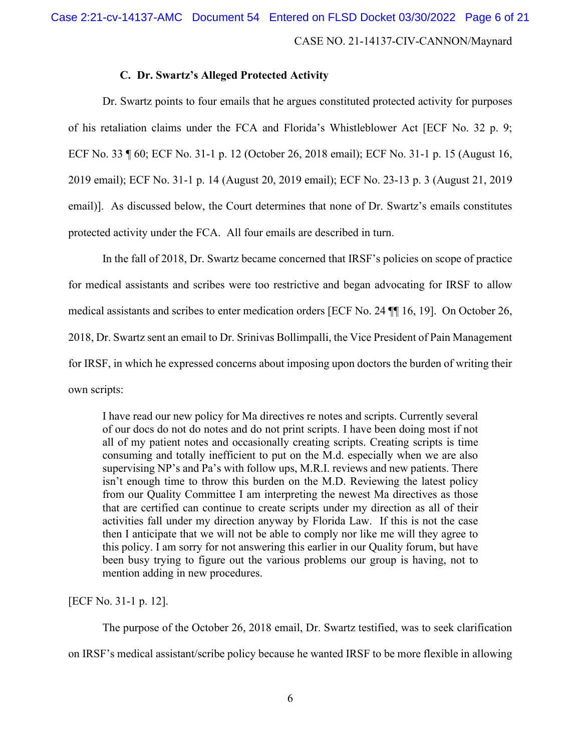### C. Dr. Swartz's Alleged Protected Activity

Dr. Swartz points to four emails that he argues constituted protected activity for purposes of his retaliation claims under the FCA and Florida's Whistleblower Act [ECF No. 32 p. 9; ECF No. 33 ¶ 60; ECF No. 31-1 p. 12 (October 26, 2018 email); ECF No. 31-1 p. 15 (August 16, 2019 email); ECF No. 31-1 p. 14 (August 20, 2019 email); ECF No. 23-13 p. 3 (August 21, 2019 email)]. As discussed below, the Court determines that none of Dr. Swartz's emails constitutes protected activity under the FCA. All four emails are described in turn.

In the fall of 2018, Dr. Swartz became concerned that IRSF's policies on scope of practice for medical assistants and scribes were too restrictive and began advocating for IRSF to allow medical assistants and scribes to enter medication orders [ECF No. 24 ¶¶ 16, 19]. On October 26, 2018, Dr. Swartz sent an email to Dr. Srinivas Bollimpalli, the Vice President of Pain Management for IRSF, in which he expressed concerns about imposing upon doctors the burden of writing their own scripts:

> I have read our new policy for Ma directives re notes and scripts. Currently several of our docs do not do notes and do not print scripts. I have been doing most if not all of my patient notes and occasionally creating scripts. Creating scripts is time consuming and totally inefficient to put on the M.d. especially when we are also supervising NP's and Pa's with follow ups, M.R.I. reviews and new patients. There isn't enough time to throw this burden on the M.D. Reviewing the latest policy from our Quality Committee I am interpreting the newest Ma directives as those that are certified can continue to create scripts under my direction as all of their activities fall under my direction anyway by Florida Law. If this is not the case then I anticipate that we will not be able to comply nor like me will they agree to this policy. I am sorry for not answering this earlier in our Quality forum, but have been busy trying to figure out the various problems our group is having, not to mention adding in new procedures.

[ECF No. 31-1 p. 12].

The purpose of the October 26, 2018 email, Dr. Swartz testified, was to seek clarification on IRSF's medical assistant/scribe policy because he wanted IRSF to be more flexible in allowing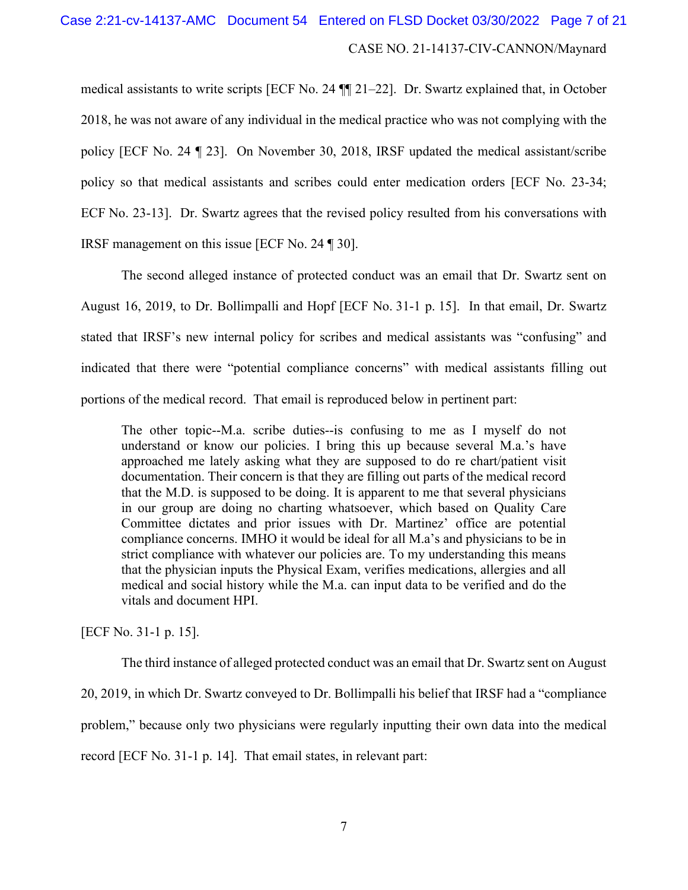medical assistants to write scripts [ECF No. 24 ¶¶ 21–22]. Dr. Swartz explained that, in October 2018, he was not aware of any individual in the medical practice who was not complying with the policy [ECF No. 24 ¶ 23]. On November 30, 2018, IRSF updated the medical assistant/scribe policy so that medical assistants and scribes could enter medication orders [ECF No. 23-34; ECF No. 23-13]. Dr. Swartz agrees that the revised policy resulted from his conversations with IRSF management on this issue [ECF No. 24 ¶ 30].

The second alleged instance of protected conduct was an email that Dr. Swartz sent on August 16, 2019, to Dr. Bollimpalli and Hopf [ECF No. 31-1 p. 15]. In that email, Dr. Swartz stated that IRSF's new internal policy for scribes and medical assistants was "confusing" and indicated that there were "potential compliance concerns" with medical assistants filling out portions of the medical record. That email is reproduced below in pertinent part:

> The other topic--M.a. scribe duties--is confusing to me as I myself do not understand or know our policies. I bring this up because several M.a.'s have approached me lately asking what they are supposed to do re chart/patient visit documentation. Their concern is that they are filling out parts of the medical record that the M.D. is supposed to be doing. It is apparent to me that several physicians in our group are doing no charting whatsoever, which based on Quality Care Committee dictates and prior issues with Dr. Martinez' office are potential compliance concerns. IMHO it would be ideal for all M.a's and physicians to be in strict compliance with whatever our policies are. To my understanding this means that the physician inputs the Physical Exam, verifies medications, allergies and all medical and social history while the M.a. can input data to be verified and do the vitals and document HPI.

[ECF No. 31-1 p. 15].

The third instance of alleged protected conduct was an email that Dr. Swartz sent on August 20, 2019, in which Dr. Swartz conveyed to Dr. Bollimpalli his belief that IRSF had a "compliance problem," because only two physicians were regularly inputting their own data into the medical record [ECF No. 31-1 p. 14]. That email states, in relevant part: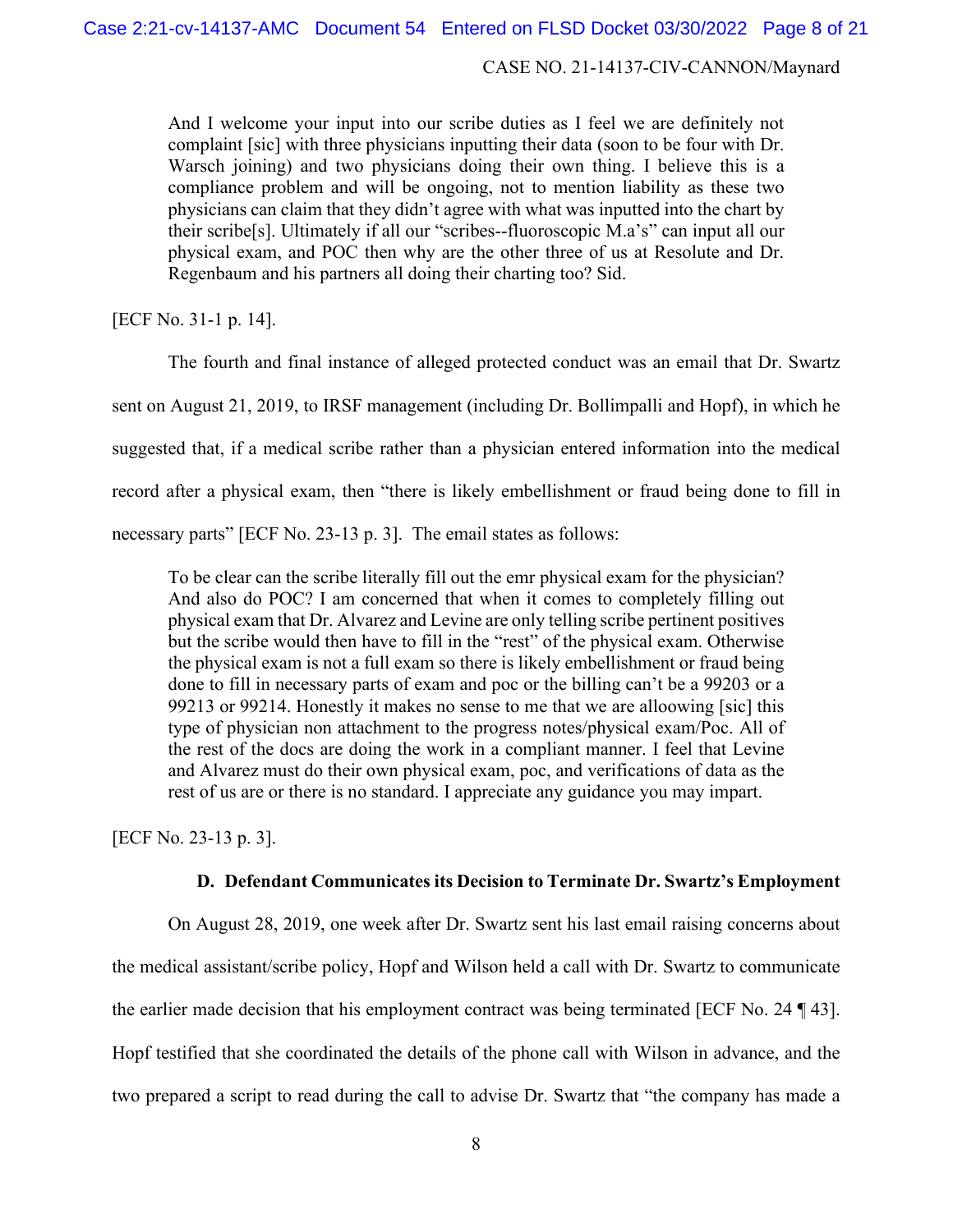> And I welcome your input into our scribe duties as I feel we are definitely not complaint [sic] with three physicians inputting their data (soon to be four with Dr. Warsch joining) and two physicians doing their own thing. I believe this is a compliance problem and will be ongoing, not to mention liability as these two physicians can claim that they didn't agree with what was inputted into the chart by their scribe[s]. Ultimately if all our "scribes--fluoroscopic M.a's" can input all our physical exam, and POC then why are the other three of us at Resolute and Dr. Regenbaum and his partners all doing their charting too? Sid.

[ECF No. 31-1 p. 14].

The fourth and final instance of alleged protected conduct was an email that Dr. Swartz sent on August 21, 2019, to IRSF management (including Dr. Bollimpalli and Hopf), in which he suggested that, if a medical scribe rather than a physician entered information into the medical record after a physical exam, then "there is likely embellishment or fraud being done to fill in necessary parts" [ECF No. 23-13 p. 3]. The email states as follows:

> To be clear can the scribe literally fill out the emr physical exam for the physician? And also do POC? I am concerned that when it comes to completely filling out physical exam that Dr. Alvarez and Levine are only telling scribe pertinent positives but the scribe would then have to fill in the "rest" of the physical exam. Otherwise the physical exam is not a full exam so there is likely embellishment or fraud being done to fill in necessary parts of exam and poc or the billing can't be a 99203 or a 99213 or 99214. Honestly it makes no sense to me that we are alloowing [sic] this type of physician non attachment to the progress notes/physical exam/Poc. All of the rest of the docs are doing the work in a compliant manner. I feel that Levine and Alvarez must do their own physical exam, poc, and verifications of data as the rest of us are or there is no standard. I appreciate any guidance you may impart.

[ECF No. 23-13 p. 3].

### D. Defendant Communicates its Decision to Terminate Dr. Swartz's Employment

On August 28, 2019, one week after Dr. Swartz sent his last email raising concerns about the medical assistant/scribe policy, Hopf and Wilson held a call with Dr. Swartz to communicate the earlier made decision that his employment contract was being terminated [ECF No. 24 ¶ 43]. Hopf testified that she coordinated the details of the phone call with Wilson in advance, and the two prepared a script to read during the call to advise Dr. Swartz that "the company has made a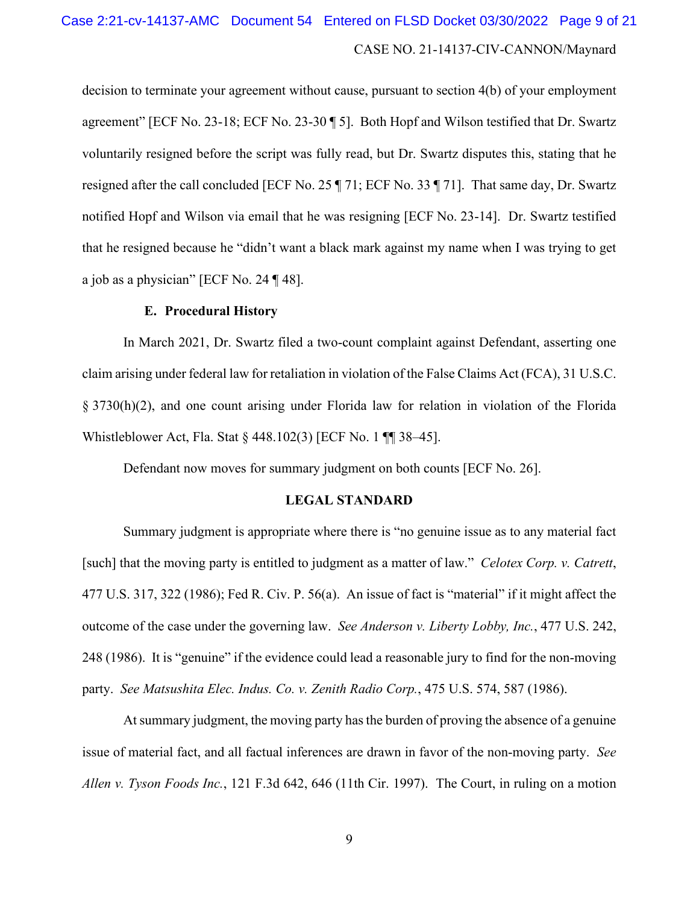decision to terminate your agreement without cause, pursuant to section 4(b) of your employment agreement" [ECF No. 23-18; ECF No. 23-30 ¶ 5]. Both Hopf and Wilson testified that Dr. Swartz voluntarily resigned before the script was fully read, but Dr. Swartz disputes this, stating that he resigned after the call concluded [ECF No. 25 ¶ 71; ECF No. 33 ¶ 71]. That same day, Dr. Swartz notified Hopf and Wilson via email that he was resigning [ECF No. 23-14]. Dr. Swartz testified that he resigned because he "didn't want a black mark against my name when I was trying to get a job as a physician" [ECF No. 24 ¶ 48].

### E. Procedural History

In March 2021, Dr. Swartz filed a two-count complaint against Defendant, asserting one claim arising under federal law for retaliation in violation of the False Claims Act (FCA), 31 U.S.C. § 3730(h)(2), and one count arising under Florida law for relation in violation of the Florida Whistleblower Act, Fla. Stat § 448.102(3) [ECF No. 1 ¶¶ 38–45].

Defendant now moves for summary judgment on both counts [ECF No. 26].

## LEGAL STANDARD

Summary judgment is appropriate where there is "no genuine issue as to any material fact [such] that the moving party is entitled to judgment as a matter of law." *Celotex Corp. v. Catrett*, 477 U.S. 317, 322 (1986); Fed R. Civ. P. 56(a). An issue of fact is "material" if it might affect the outcome of the case under the governing law. *See Anderson v. Liberty Lobby, Inc.*, 477 U.S. 242, 248 (1986). It is "genuine" if the evidence could lead a reasonable jury to find for the non-moving party. *See Matsushita Elec. Indus. Co. v. Zenith Radio Corp.*, 475 U.S. 574, 587 (1986).

At summary judgment, the moving party has the burden of proving the absence of a genuine issue of material fact, and all factual inferences are drawn in favor of the non-moving party. *See Allen v. Tyson Foods Inc.*, 121 F.3d 642, 646 (11th Cir. 1997). The Court, in ruling on a motion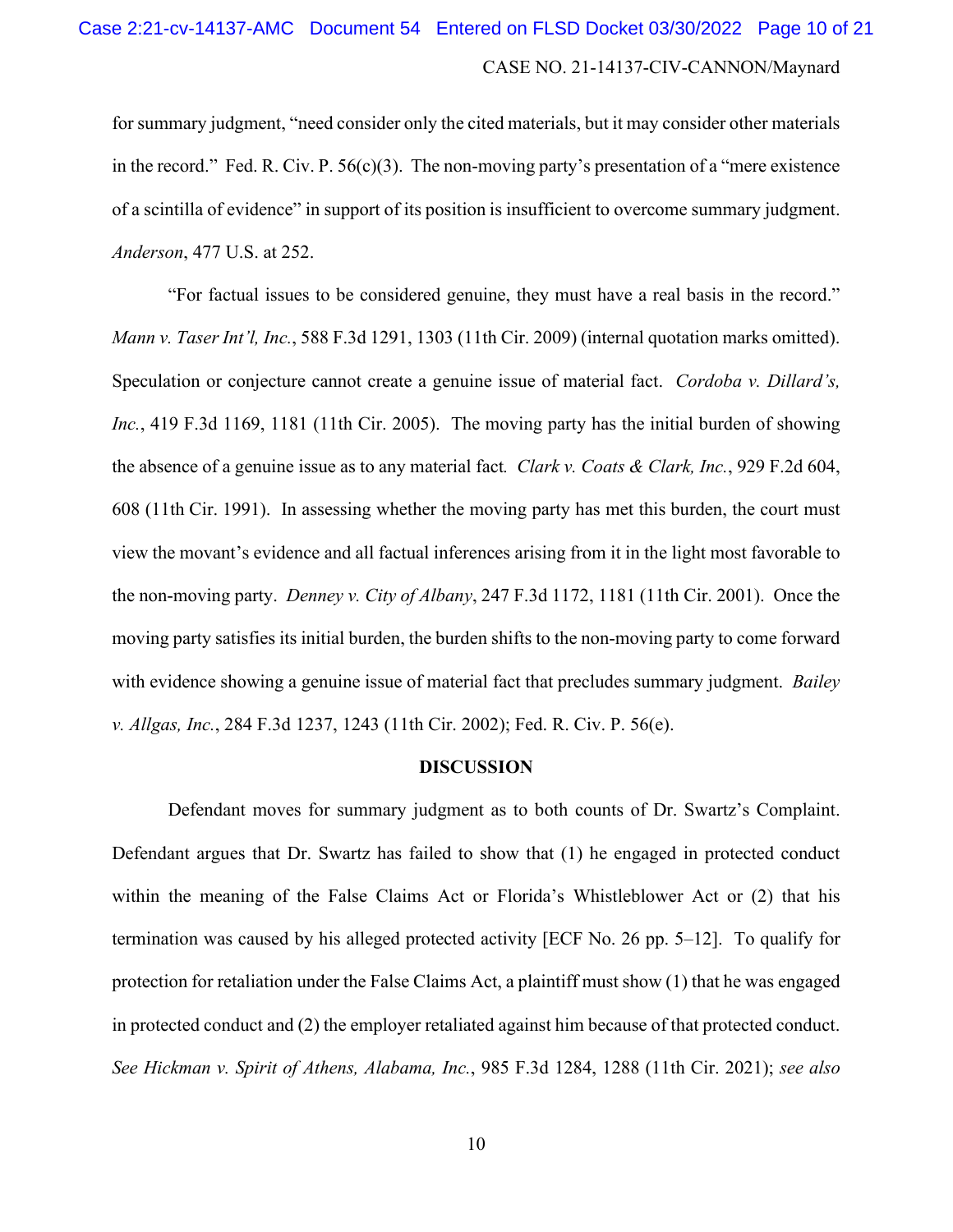for summary judgment, "need consider only the cited materials, but it may consider other materials in the record." Fed. R. Civ. P. 56(c)(3). The non-moving party's presentation of a "mere existence of a scintilla of evidence" in support of its position is insufficient to overcome summary judgment. *Anderson*, 477 U.S. at 252.

"For factual issues to be considered genuine, they must have a real basis in the record." *Mann v. Taser Int'l, Inc.*, 588 F.3d 1291, 1303 (11th Cir. 2009) (internal quotation marks omitted). Speculation or conjecture cannot create a genuine issue of material fact. *Cordoba v. Dillard's, Inc.*, 419 F.3d 1169, 1181 (11th Cir. 2005). The moving party has the initial burden of showing the absence of a genuine issue as to any material fact. *Clark v. Coats & Clark, Inc.*, 929 F.2d 604, 608 (11th Cir. 1991). In assessing whether the moving party has met this burden, the court must view the movant's evidence and all factual inferences arising from it in the light most favorable to the non-moving party. *Denney v. City of Albany*, 247 F.3d 1172, 1181 (11th Cir. 2001). Once the moving party satisfies its initial burden, the burden shifts to the non-moving party to come forward with evidence showing a genuine issue of material fact that precludes summary judgment. *Bailey v. Allgas, Inc.*, 284 F.3d 1237, 1243 (11th Cir. 2002); Fed. R. Civ. P. 56(e).

**DISCUSSION**

Defendant moves for summary judgment as to both counts of Dr. Swartz's Complaint. Defendant argues that Dr. Swartz has failed to show that (1) he engaged in protected conduct within the meaning of the False Claims Act or Florida's Whistleblower Act or (2) that his termination was caused by his alleged protected activity [ECF No. 26 pp. 5–12]. To qualify for protection for retaliation under the False Claims Act, a plaintiff must show (1) that he was engaged in protected conduct and (2) the employer retaliated against him because of that protected conduct. *See Hickman v. Spirit of Athens, Alabama, Inc.*, 985 F.3d 1284, 1288 (11th Cir. 2021); *see also*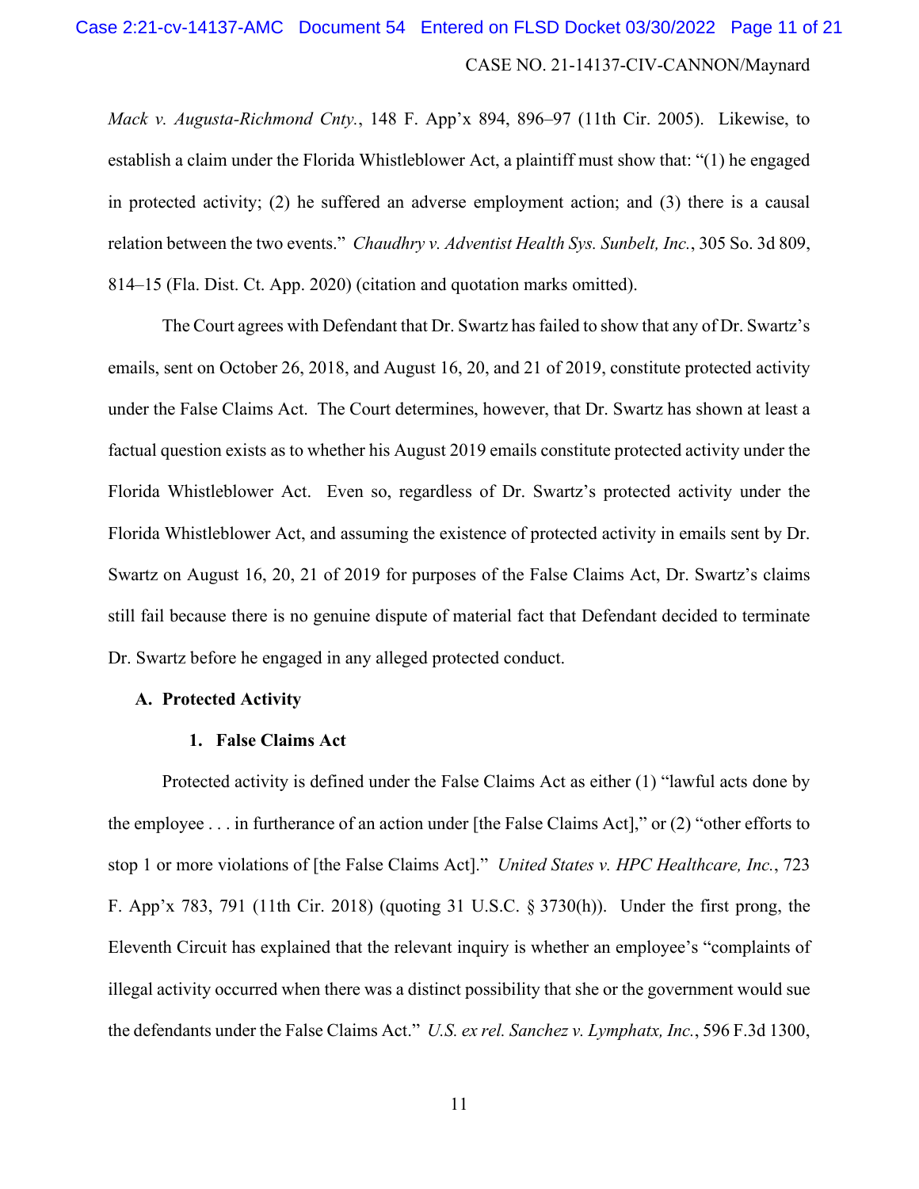*Mack v. Augusta-Richmond Cnty.*, 148 F. App'x 894, 896–97 (11th Cir. 2005). Likewise, to establish a claim under the Florida Whistleblower Act, a plaintiff must show that: "(1) he engaged in protected activity; (2) he suffered an adverse employment action; and (3) there is a causal relation between the two events." *Chaudhry v. Adventist Health Sys. Sunbelt, Inc.*, 305 So. 3d 809, 814–15 (Fla. Dist. Ct. App. 2020) (citation and quotation marks omitted).

The Court agrees with Defendant that Dr. Swartz has failed to show that any of Dr. Swartz's emails, sent on October 26, 2018, and August 16, 20, and 21 of 2019, constitute protected activity under the False Claims Act. The Court determines, however, that Dr. Swartz has shown at least a factual question exists as to whether his August 2019 emails constitute protected activity under the Florida Whistleblower Act. Even so, regardless of Dr. Swartz's protected activity under the Florida Whistleblower Act, and assuming the existence of protected activity in emails sent by Dr. Swartz on August 16, 20, 21 of 2019 for purposes of the False Claims Act, Dr. Swartz's claims still fail because there is no genuine dispute of material fact that Defendant decided to terminate Dr. Swartz before he engaged in any alleged protected conduct.

## A. Protected Activity

### 1. False Claims Act

Protected activity is defined under the False Claims Act as either (1) "lawful acts done by the employee . . . in furtherance of an action under [the False Claims Act]," or (2) "other efforts to stop 1 or more violations of [the False Claims Act]." *United States v. HPC Healthcare, Inc.*, 723 F. App'x 783, 791 (11th Cir. 2018) (quoting 31 U.S.C. § 3730(h)). Under the first prong, the Eleventh Circuit has explained that the relevant inquiry is whether an employee's "complaints of illegal activity occurred when there was a distinct possibility that she or the government would sue the defendants under the False Claims Act." *U.S. ex rel. Sanchez v. Lymphatx, Inc.*, 596 F.3d 1300,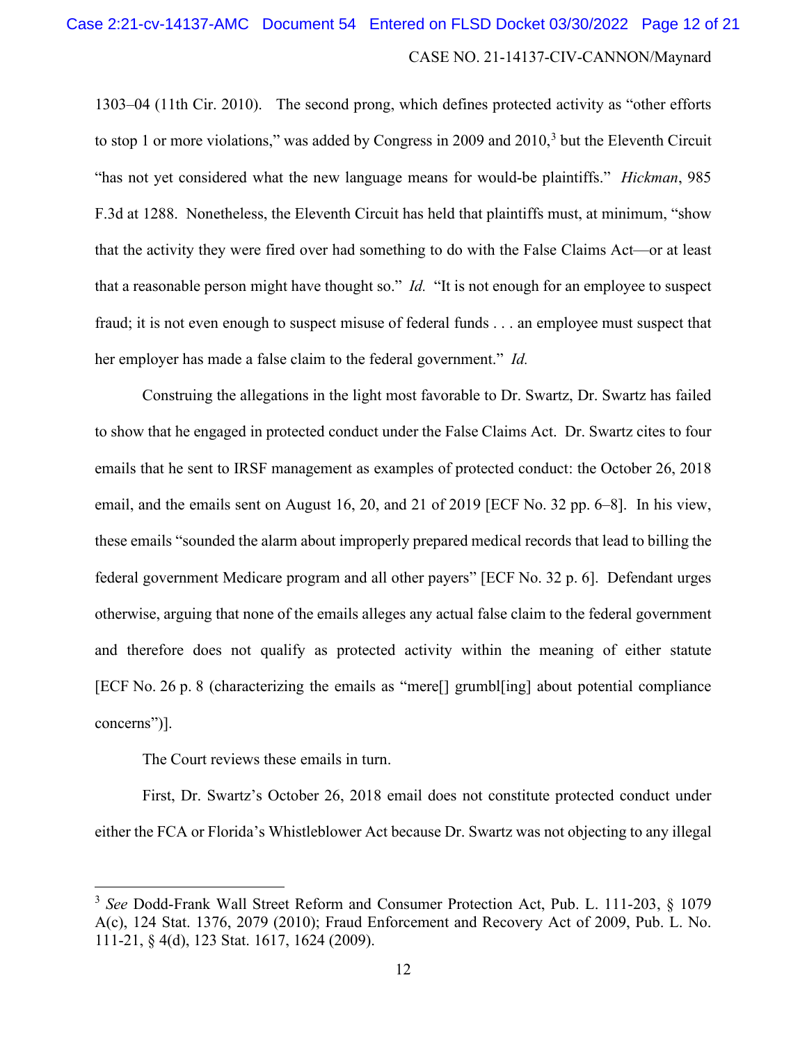1303–04 (11th Cir. 2010). The second prong, which defines protected activity as "other efforts to stop 1 or more violations," was added by Congress in 2009 and 2010,[3] but the Eleventh Circuit "has not yet considered what the new language means for would-be plaintiffs." *Hickman*, 985 F.3d at 1288. Nonetheless, the Eleventh Circuit has held that plaintiffs must, at minimum, "show that the activity they were fired over had something to do with the False Claims Act—or at least that a reasonable person might have thought so." *Id.* "It is not enough for an employee to suspect fraud; it is not even enough to suspect misuse of federal funds . . . an employee must suspect that her employer has made a false claim to the federal government." *Id.*

Construing the allegations in the light most favorable to Dr. Swartz, Dr. Swartz has failed to show that he engaged in protected conduct under the False Claims Act. Dr. Swartz cites to four emails that he sent to IRSF management as examples of protected conduct: the October 26, 2018 email, and the emails sent on August 16, 20, and 21 of 2019 [ECF No. 32 pp. 6–8]. In his view, these emails "sounded the alarm about improperly prepared medical records that lead to billing the federal government Medicare program and all other payers" [ECF No. 32 p. 6]. Defendant urges otherwise, arguing that none of the emails alleges any actual false claim to the federal government and therefore does not qualify as protected activity within the meaning of either statute [ECF No. 26 p. 8 (characterizing the emails as "mere[] grumbl[ing] about potential compliance concerns")].

The Court reviews these emails in turn.

First, Dr. Swartz's October 26, 2018 email does not constitute protected conduct under either the FCA or Florida's Whistleblower Act because Dr. Swartz was not objecting to any illegal

---

[3] *See* Dodd-Frank Wall Street Reform and Consumer Protection Act, Pub. L. 111-203, § 1079 A(c), 124 Stat. 1376, 2079 (2010); Fraud Enforcement and Recovery Act of 2009, Pub. L. No. 111-21, § 4(d), 123 Stat. 1617, 1624 (2009).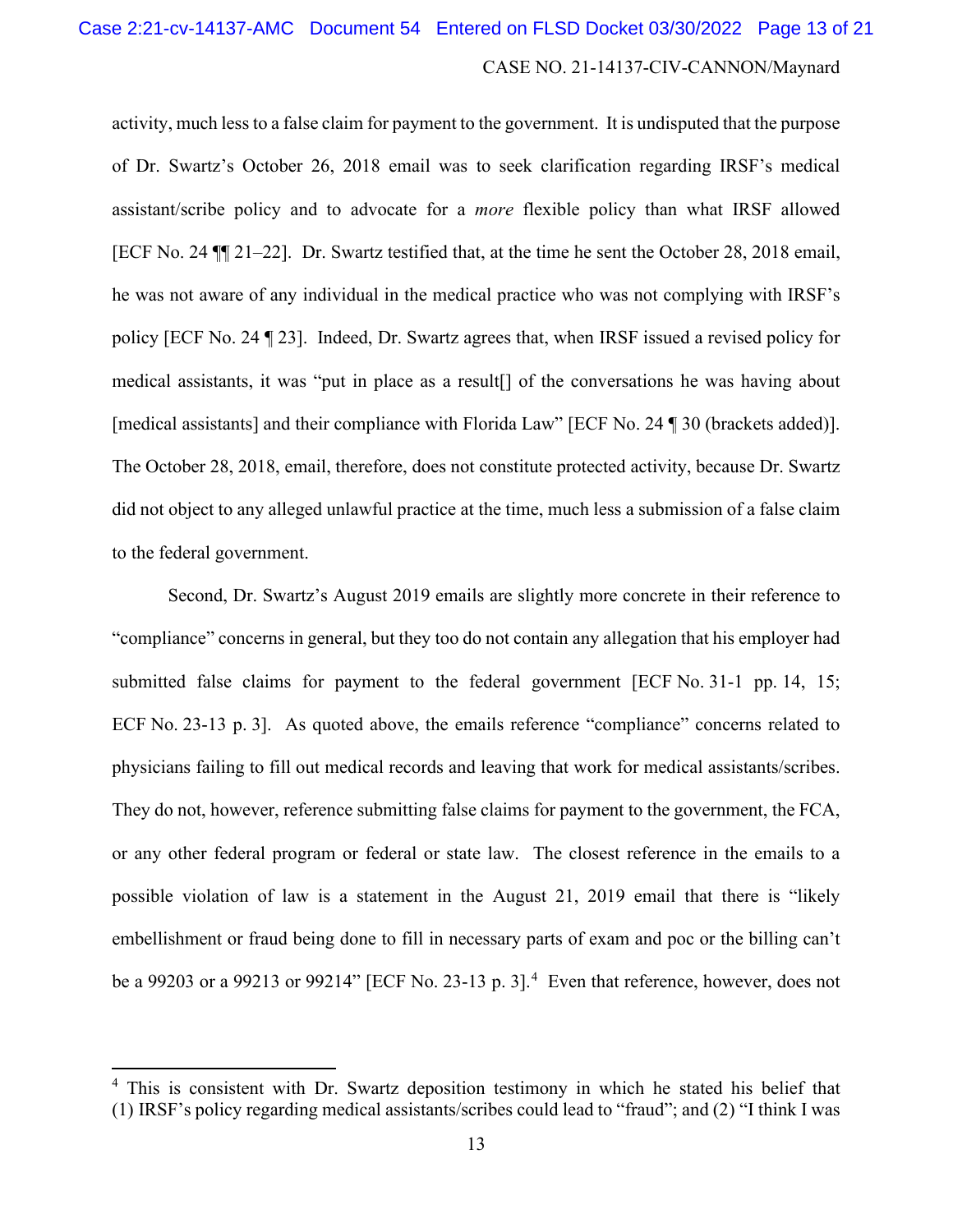activity, much less to a false claim for payment to the government. It is undisputed that the purpose of Dr. Swartz's October 26, 2018 email was to seek clarification regarding IRSF's medical assistant/scribe policy and to advocate for a *more* flexible policy than what IRSF allowed [ECF No. 24 ¶¶ 21–22]. Dr. Swartz testified that, at the time he sent the October 28, 2018 email, he was not aware of any individual in the medical practice who was not complying with IRSF's policy [ECF No. 24 ¶ 23]. Indeed, Dr. Swartz agrees that, when IRSF issued a revised policy for medical assistants, it was "put in place as a result[] of the conversations he was having about [medical assistants] and their compliance with Florida Law" [ECF No. 24 ¶ 30 (brackets added)]. The October 28, 2018, email, therefore, does not constitute protected activity, because Dr. Swartz did not object to any alleged unlawful practice at the time, much less a submission of a false claim to the federal government.

Second, Dr. Swartz's August 2019 emails are slightly more concrete in their reference to "compliance" concerns in general, but they too do not contain any allegation that his employer had submitted false claims for payment to the federal government [ECF No. 31-1 pp. 14, 15; ECF No. 23-13 p. 3]. As quoted above, the emails reference "compliance" concerns related to physicians failing to fill out medical records and leaving that work for medical assistants/scribes. They do not, however, reference submitting false claims for payment to the government, the FCA, or any other federal program or federal or state law. The closest reference in the emails to a possible violation of law is a statement in the August 21, 2019 email that there is "likely embellishment or fraud being done to fill in necessary parts of exam and poc or the billing can't be a 99203 or a 99213 or 99214" [ECF No. 23-13 p. 3].[4] Even that reference, however, does not

[4] This is consistent with Dr. Swartz deposition testimony in which he stated his belief that (1) IRSF's policy regarding medical assistants/scribes could lead to "fraud"; and (2) "I think I was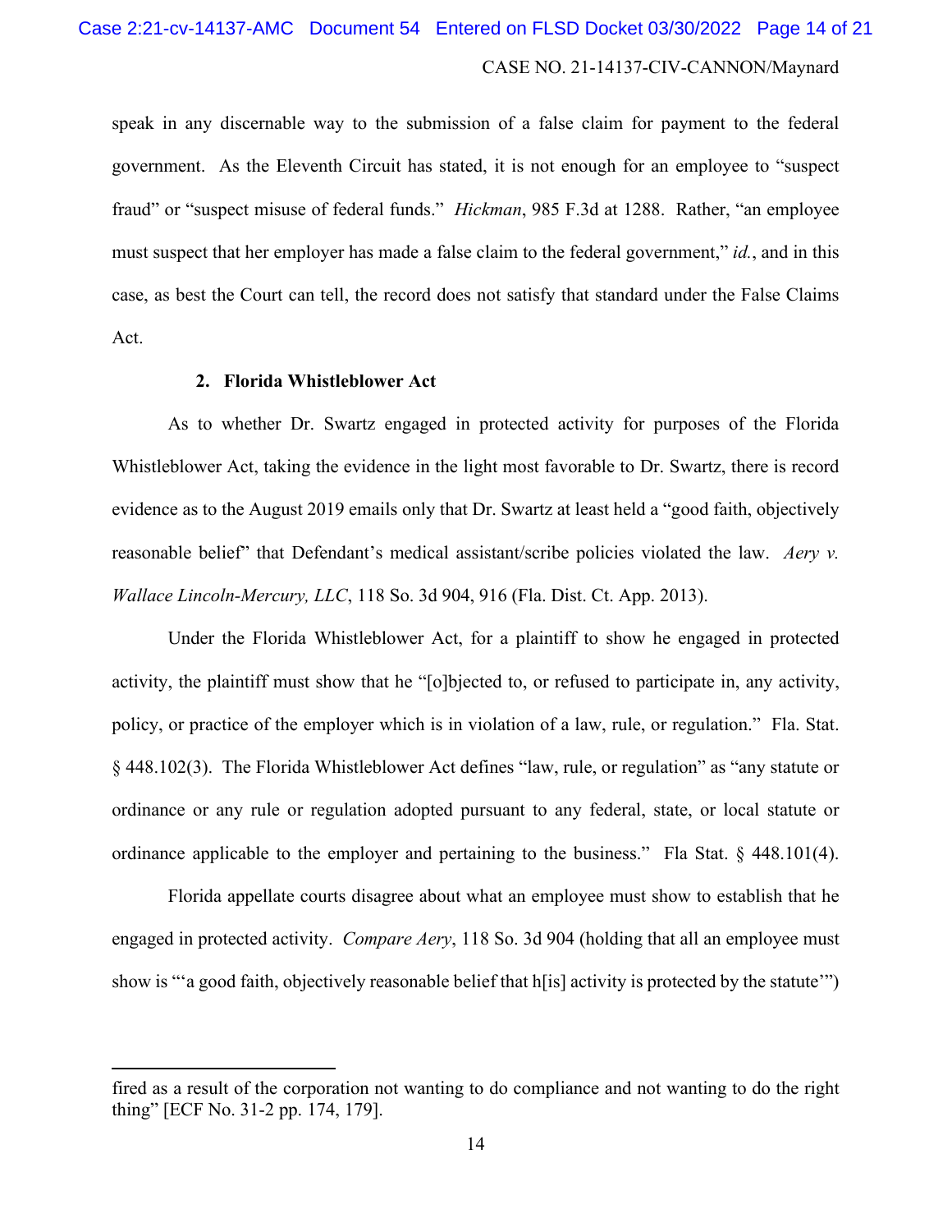speak in any discernable way to the submission of a false claim for payment to the federal government. As the Eleventh Circuit has stated, it is not enough for an employee to "suspect fraud" or "suspect misuse of federal funds." *Hickman*, 985 F.3d at 1288. Rather, "an employee must suspect that her employer has made a false claim to the federal government," *id.*, and in this case, as best the Court can tell, the record does not satisfy that standard under the False Claims Act.

**2. Florida Whistleblower Act**

As to whether Dr. Swartz engaged in protected activity for purposes of the Florida Whistleblower Act, taking the evidence in the light most favorable to Dr. Swartz, there is record evidence as to the August 2019 emails only that Dr. Swartz at least held a "good faith, objectively reasonable belief" that Defendant's medical assistant/scribe policies violated the law. *Aery v. Wallace Lincoln-Mercury, LLC*, 118 So. 3d 904, 916 (Fla. Dist. Ct. App. 2013).

Under the Florida Whistleblower Act, for a plaintiff to show he engaged in protected activity, the plaintiff must show that he "[o]bjected to, or refused to participate in, any activity, policy, or practice of the employer which is in violation of a law, rule, or regulation." Fla. Stat. § 448.102(3). The Florida Whistleblower Act defines "law, rule, or regulation" as "any statute or ordinance or any rule or regulation adopted pursuant to any federal, state, or local statute or ordinance applicable to the employer and pertaining to the business." Fla Stat. § 448.101(4).

Florida appellate courts disagree about what an employee must show to establish that he engaged in protected activity. *Compare Aery*, 118 So. 3d 904 (holding that all an employee must show is "'a good faith, objectively reasonable belief that h[is] activity is protected by the statute'")

---

fired as a result of the corporation not wanting to do compliance and not wanting to do the right thing" [ECF No. 31-2 pp. 174, 179].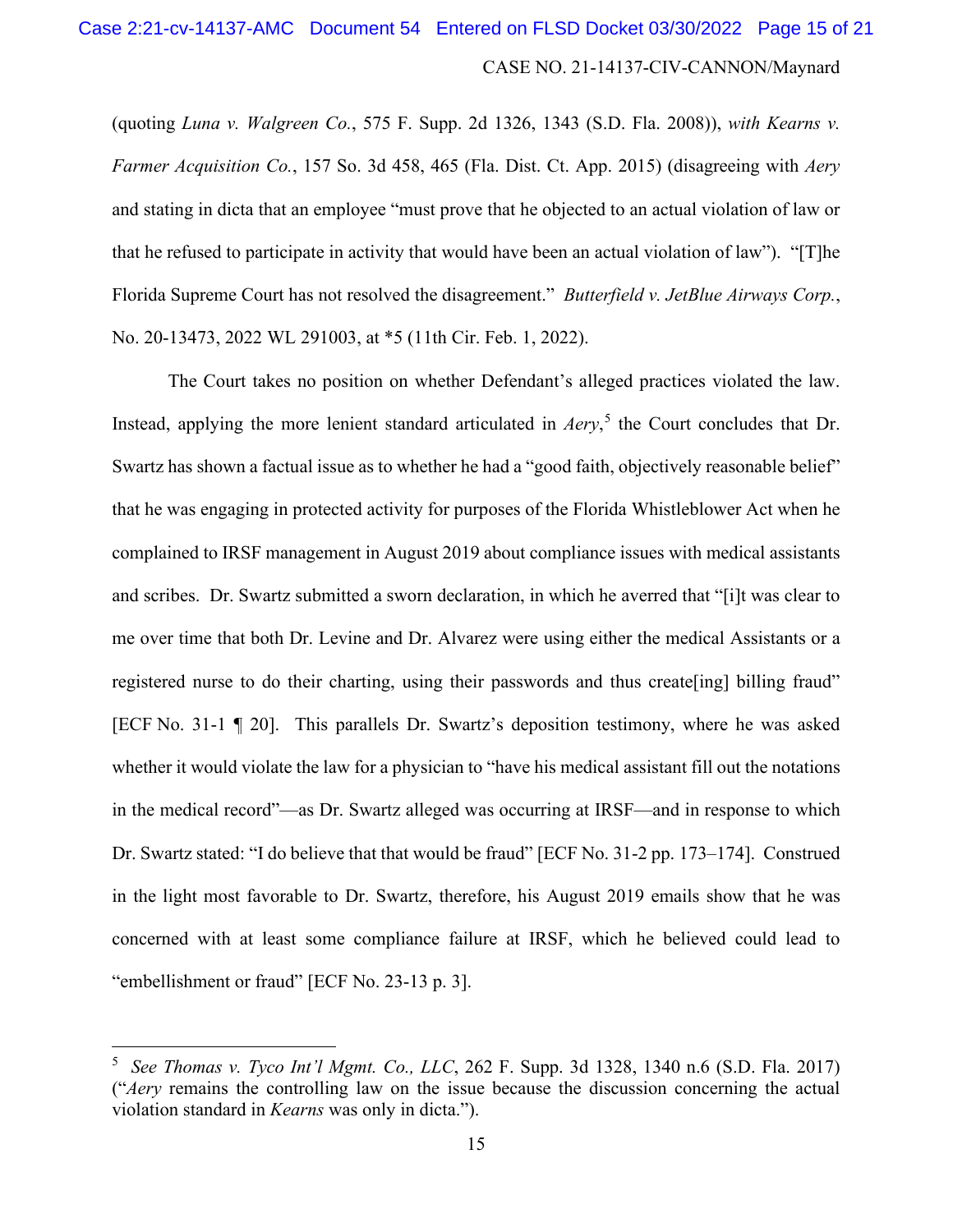(quoting *Luna v. Walgreen Co.*, 575 F. Supp. 2d 1326, 1343 (S.D. Fla. 2008)), *with Kearns v. Farmer Acquisition Co.*, 157 So. 3d 458, 465 (Fla. Dist. Ct. App. 2015) (disagreeing with *Aery* and stating in dicta that an employee "must prove that he objected to an actual violation of law or that he refused to participate in activity that would have been an actual violation of law"). "[T]he Florida Supreme Court has not resolved the disagreement." *Butterfield v. JetBlue Airways Corp.*, No. 20-13473, 2022 WL 291003, at *5 (11th Cir. Feb. 1, 2022).

The Court takes no position on whether Defendant's alleged practices violated the law. Instead, applying the more lenient standard articulated in *Aery*,[5] the Court concludes that Dr. Swartz has shown a factual issue as to whether he had a "good faith, objectively reasonable belief" that he was engaging in protected activity for purposes of the Florida Whistleblower Act when he complained to IRSF management in August 2019 about compliance issues with medical assistants and scribes. Dr. Swartz submitted a sworn declaration, in which he averred that "[i]t was clear to me over time that both Dr. Levine and Dr. Alvarez were using either the medical Assistants or a registered nurse to do their charting, using their passwords and thus create[ing] billing fraud" [ECF No. 31-1 ¶ 20]. This parallels Dr. Swartz's deposition testimony, where he was asked whether it would violate the law for a physician to "have his medical assistant fill out the notations in the medical record"—as Dr. Swartz alleged was occurring at IRSF—and in response to which Dr. Swartz stated: "I do believe that that would be fraud" [ECF No. 31-2 pp. 173–174]. Construed in the light most favorable to Dr. Swartz, therefore, his August 2019 emails show that he was concerned with at least some compliance failure at IRSF, which he believed could lead to "embellishment or fraud" [ECF No. 23-13 p. 3].

---

[5] *See Thomas v. Tyco Int'l Mgmt. Co., LLC*, 262 F. Supp. 3d 1328, 1340 n.6 (S.D. Fla. 2017) ("*Aery* remains the controlling law on the issue because the discussion concerning the actual violation standard in *Kearns* was only in dicta.").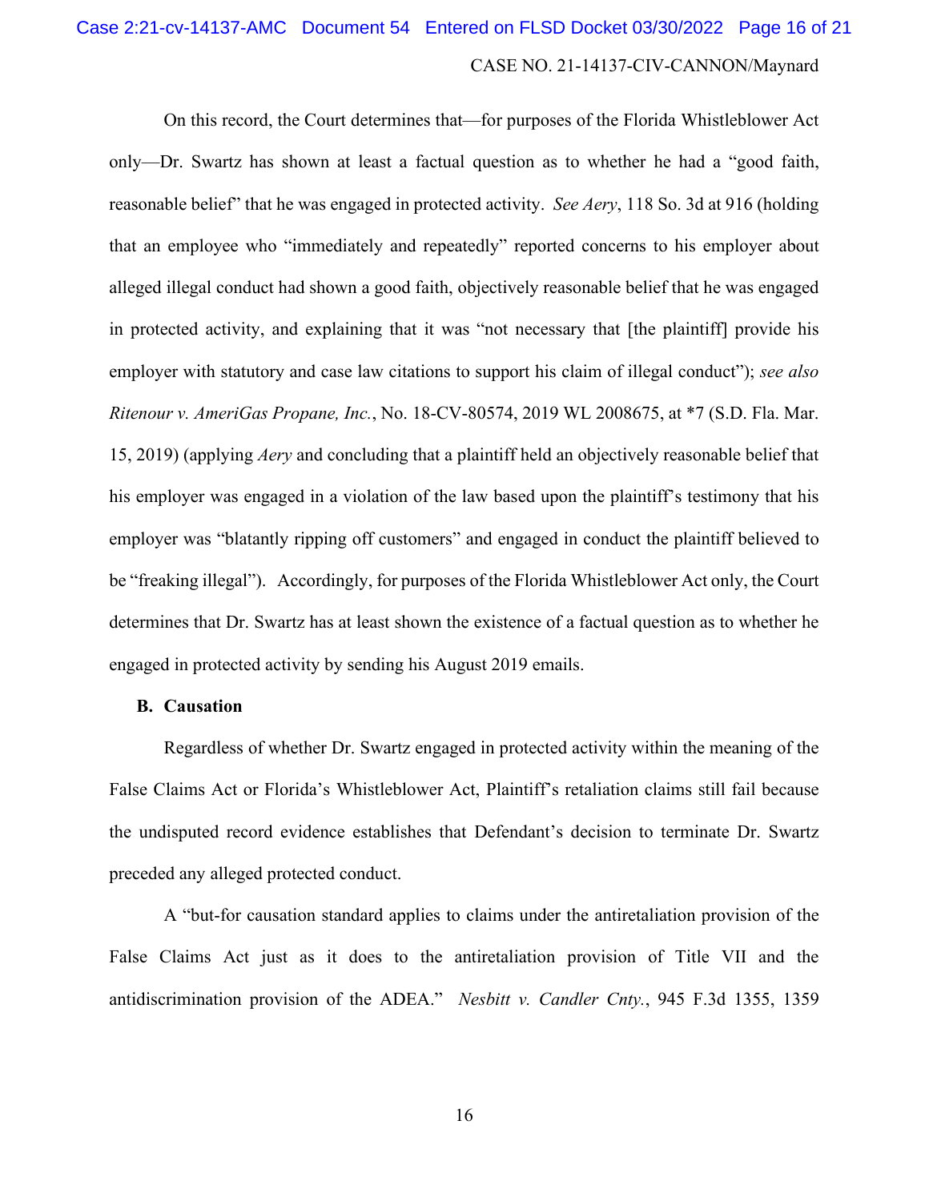On this record, the Court determines that—for purposes of the Florida Whistleblower Act only—Dr. Swartz has shown at least a factual question as to whether he had a "good faith, reasonable belief" that he was engaged in protected activity. *See Aery*, 118 So. 3d at 916 (holding that an employee who "immediately and repeatedly" reported concerns to his employer about alleged illegal conduct had shown a good faith, objectively reasonable belief that he was engaged in protected activity, and explaining that it was "not necessary that [the plaintiff] provide his employer with statutory and case law citations to support his claim of illegal conduct"); *see also Ritenour v. AmeriGas Propane, Inc.*, No. 18-CV-80574, 2019 WL 2008675, at *7 (S.D. Fla. Mar. 15, 2019) (applying *Aery* and concluding that a plaintiff held an objectively reasonable belief that his employer was engaged in a violation of the law based upon the plaintiff's testimony that his employer was "blatantly ripping off customers" and engaged in conduct the plaintiff believed to be "freaking illegal"). Accordingly, for purposes of the Florida Whistleblower Act only, the Court determines that Dr. Swartz has at least shown the existence of a factual question as to whether he engaged in protected activity by sending his August 2019 emails.

**B. Causation**

Regardless of whether Dr. Swartz engaged in protected activity within the meaning of the False Claims Act or Florida's Whistleblower Act, Plaintiff's retaliation claims still fail because the undisputed record evidence establishes that Defendant's decision to terminate Dr. Swartz preceded any alleged protected conduct.

A "but-for causation standard applies to claims under the antiretaliation provision of the False Claims Act just as it does to the antiretaliation provision of Title VII and the antidiscrimination provision of the ADEA." *Nesbitt v. Candler Cnty.*, 945 F.3d 1355, 1359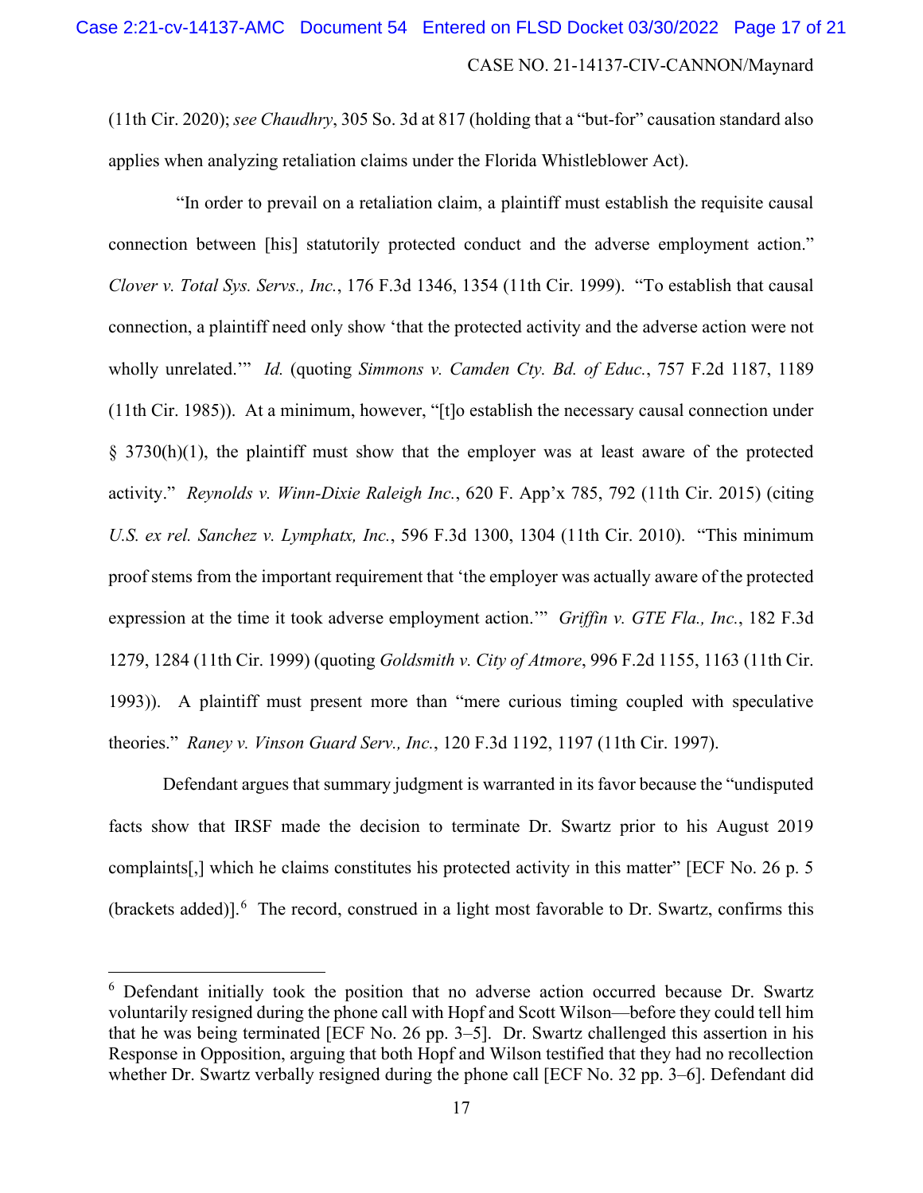(11th Cir. 2020); *see Chaudhry*, 305 So. 3d at 817 (holding that a "but-for" causation standard also applies when analyzing retaliation claims under the Florida Whistleblower Act).

"In order to prevail on a retaliation claim, a plaintiff must establish the requisite causal connection between [his] statutorily protected conduct and the adverse employment action." *Clover v. Total Sys. Servs., Inc.*, 176 F.3d 1346, 1354 (11th Cir. 1999). "To establish that causal connection, a plaintiff need only show 'that the protected activity and the adverse action were not wholly unrelated.'" *Id.* (quoting *Simmons v. Camden Cty. Bd. of Educ.*, 757 F.2d 1187, 1189 (11th Cir. 1985)). At a minimum, however, "[t]o establish the necessary causal connection under § 3730(h)(1), the plaintiff must show that the employer was at least aware of the protected activity." *Reynolds v. Winn-Dixie Raleigh Inc.*, 620 F. App'x 785, 792 (11th Cir. 2015) (citing *U.S. ex rel. Sanchez v. Lymphatx, Inc.*, 596 F.3d 1300, 1304 (11th Cir. 2010). "This minimum proof stems from the important requirement that 'the employer was actually aware of the protected expression at the time it took adverse employment action.'" *Griffin v. GTE Fla., Inc.*, 182 F.3d 1279, 1284 (11th Cir. 1999) (quoting *Goldsmith v. City of Atmore*, 996 F.2d 1155, 1163 (11th Cir. 1993)). A plaintiff must present more than "mere curious timing coupled with speculative theories." *Raney v. Vinson Guard Serv., Inc.*, 120 F.3d 1192, 1197 (11th Cir. 1997).

Defendant argues that summary judgment is warranted in its favor because the "undisputed facts show that IRSF made the decision to terminate Dr. Swartz prior to his August 2019 complaints[,] which he claims constitutes his protected activity in this matter" [ECF No. 26 p. 5 (brackets added)].[6] The record, construed in a light most favorable to Dr. Swartz, confirms this

[6] Defendant initially took the position that no adverse action occurred because Dr. Swartz voluntarily resigned during the phone call with Hopf and Scott Wilson—before they could tell him that he was being terminated [ECF No. 26 pp. 3–5]. Dr. Swartz challenged this assertion in his Response in Opposition, arguing that both Hopf and Wilson testified that they had no recollection whether Dr. Swartz verbally resigned during the phone call [ECF No. 32 pp. 3–6]. Defendant did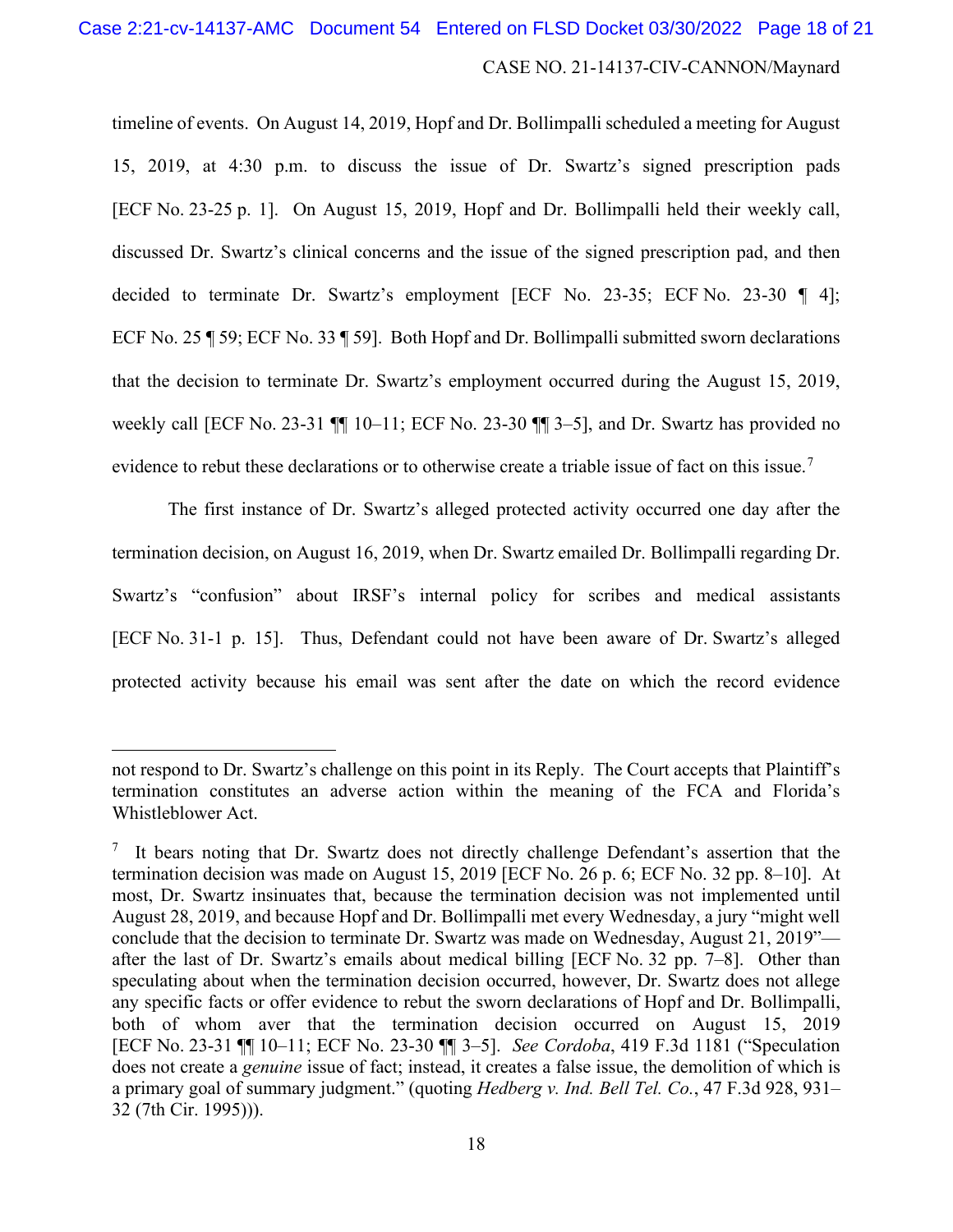timeline of events. On August 14, 2019, Hopf and Dr. Bollimpalli scheduled a meeting for August 15, 2019, at 4:30 p.m. to discuss the issue of Dr. Swartz's signed prescription pads [ECF No. 23-25 p. 1]. On August 15, 2019, Hopf and Dr. Bollimpalli held their weekly call, discussed Dr. Swartz's clinical concerns and the issue of the signed prescription pad, and then decided to terminate Dr. Swartz's employment [ECF No. 23-35; ECF No. 23-30 ¶ 4]; ECF No. 25 ¶ 59; ECF No. 33 ¶ 59]. Both Hopf and Dr. Bollimpalli submitted sworn declarations that the decision to terminate Dr. Swartz's employment occurred during the August 15, 2019, weekly call [ECF No. 23-31 ¶¶ 10–11; ECF No. 23-30 ¶¶ 3–5], and Dr. Swartz has provided no evidence to rebut these declarations or to otherwise create a triable issue of fact on this issue.[7]

The first instance of Dr. Swartz's alleged protected activity occurred one day after the termination decision, on August 16, 2019, when Dr. Swartz emailed Dr. Bollimpalli regarding Dr. Swartz's "confusion" about IRSF's internal policy for scribes and medical assistants [ECF No. 31-1 p. 15]. Thus, Defendant could not have been aware of Dr. Swartz's alleged protected activity because his email was sent after the date on which the record evidence

---

not respond to Dr. Swartz's challenge on this point in its Reply. The Court accepts that Plaintiff's termination constitutes an adverse action within the meaning of the FCA and Florida's Whistleblower Act.

[7] It bears noting that Dr. Swartz does not directly challenge Defendant's assertion that the termination decision was made on August 15, 2019 [ECF No. 26 p. 6; ECF No. 32 pp. 8–10]. At most, Dr. Swartz insinuates that, because the termination decision was not implemented until August 28, 2019, and because Hopf and Dr. Bollimpalli met every Wednesday, a jury "might well conclude that the decision to terminate Dr. Swartz was made on Wednesday, August 21, 2019"—after the last of Dr. Swartz's emails about medical billing [ECF No. 32 pp. 7–8]. Other than speculating about when the termination decision occurred, however, Dr. Swartz does not allege any specific facts or offer evidence to rebut the sworn declarations of Hopf and Dr. Bollimpalli, both of whom aver that the termination decision occurred on August 15, 2019 [ECF No. 23-31 ¶¶ 10–11; ECF No. 23-30 ¶¶ 3–5]. *See Cordoba*, 419 F.3d 1181 ("Speculation does not create a *genuine* issue of fact; instead, it creates a false issue, the demolition of which is a primary goal of summary judgment." (quoting *Hedberg v. Ind. Bell Tel. Co.*, 47 F.3d 928, 931–32 (7th Cir. 1995))).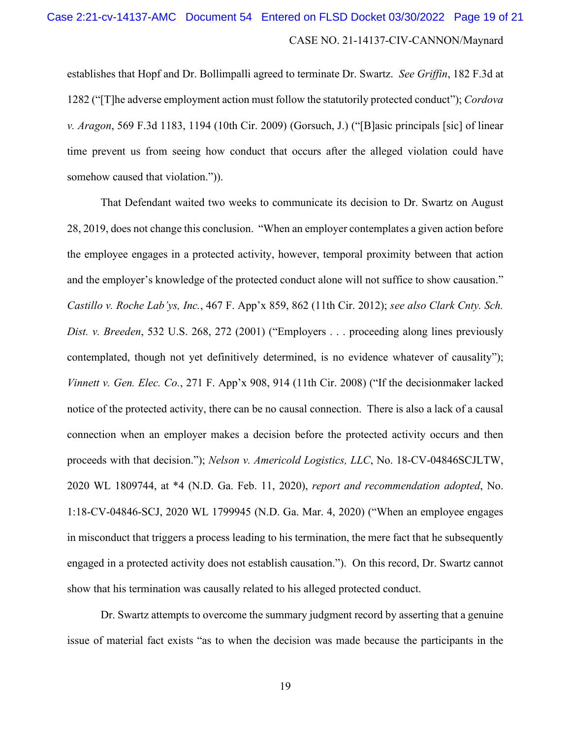establishes that Hopf and Dr. Bollimpalli agreed to terminate Dr. Swartz. *See Griffin*, 182 F.3d at 1282 ("[T]he adverse employment action must follow the statutorily protected conduct"); *Cordova v. Aragon*, 569 F.3d 1183, 1194 (10th Cir. 2009) (Gorsuch, J.) ("[B]asic principals [sic] of linear time prevent us from seeing how conduct that occurs after the alleged violation could have somehow caused that violation.")).

That Defendant waited two weeks to communicate its decision to Dr. Swartz on August 28, 2019, does not change this conclusion. "When an employer contemplates a given action before the employee engages in a protected activity, however, temporal proximity between that action and the employer's knowledge of the protected conduct alone will not suffice to show causation." *Castillo v. Roche Lab'ys, Inc.*, 467 F. App'x 859, 862 (11th Cir. 2012); *see also Clark Cnty. Sch. Dist. v. Breeden*, 532 U.S. 268, 272 (2001) ("Employers . . . proceeding along lines previously contemplated, though not yet definitively determined, is no evidence whatever of causality"); *Vinnett v. Gen. Elec. Co.*, 271 F. App'x 908, 914 (11th Cir. 2008) ("If the decisionmaker lacked notice of the protected activity, there can be no causal connection. There is also a lack of a causal connection when an employer makes a decision before the protected activity occurs and then proceeds with that decision."); *Nelson v. Americold Logistics, LLC*, No. 18-CV-04846SCJLTW, 2020 WL 1809744, at *4 (N.D. Ga. Feb. 11, 2020), *report and recommendation adopted*, No. 1:18-CV-04846-SCJ, 2020 WL 1799945 (N.D. Ga. Mar. 4, 2020) ("When an employee engages in misconduct that triggers a process leading to his termination, the mere fact that he subsequently engaged in a protected activity does not establish causation."). On this record, Dr. Swartz cannot show that his termination was causally related to his alleged protected conduct.

Dr. Swartz attempts to overcome the summary judgment record by asserting that a genuine issue of material fact exists "as to when the decision was made because the participants in the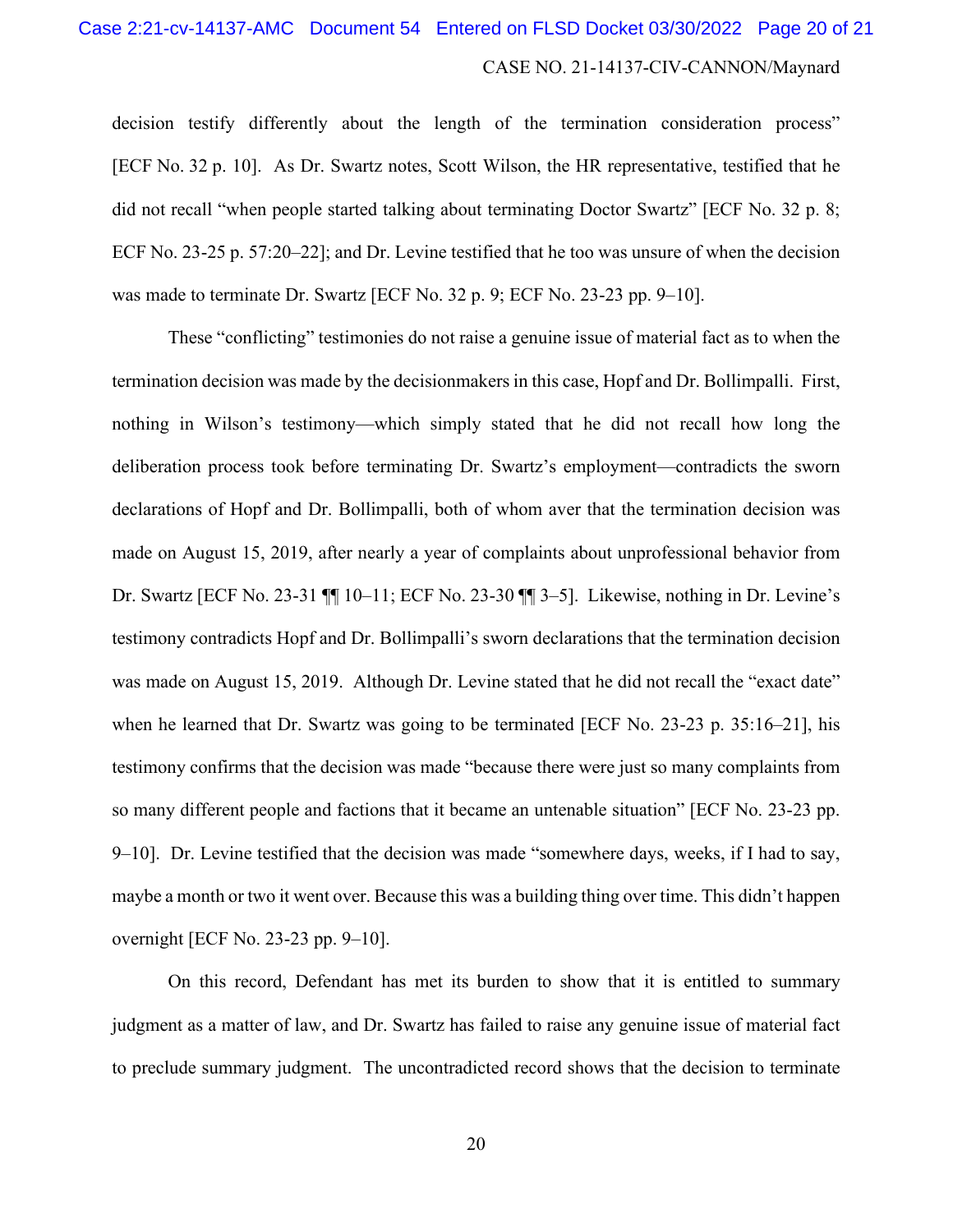decision testify differently about the length of the termination consideration process" [ECF No. 32 p. 10]. As Dr. Swartz notes, Scott Wilson, the HR representative, testified that he did not recall "when people started talking about terminating Doctor Swartz" [ECF No. 32 p. 8; ECF No. 23-25 p. 57:20–22]; and Dr. Levine testified that he too was unsure of when the decision was made to terminate Dr. Swartz [ECF No. 32 p. 9; ECF No. 23-23 pp. 9–10].

These "conflicting" testimonies do not raise a genuine issue of material fact as to when the termination decision was made by the decisionmakers in this case, Hopf and Dr. Bollimpalli. First, nothing in Wilson's testimony—which simply stated that he did not recall how long the deliberation process took before terminating Dr. Swartz's employment—contradicts the sworn declarations of Hopf and Dr. Bollimpalli, both of whom aver that the termination decision was made on August 15, 2019, after nearly a year of complaints about unprofessional behavior from Dr. Swartz [ECF No. 23-31 ¶¶ 10–11; ECF No. 23-30 ¶¶ 3–5]. Likewise, nothing in Dr. Levine's testimony contradicts Hopf and Dr. Bollimpalli's sworn declarations that the termination decision was made on August 15, 2019. Although Dr. Levine stated that he did not recall the "exact date" when he learned that Dr. Swartz was going to be terminated [ECF No. 23-23 p. 35:16–21], his testimony confirms that the decision was made "because there were just so many complaints from so many different people and factions that it became an untenable situation" [ECF No. 23-23 pp. 9–10]. Dr. Levine testified that the decision was made "somewhere days, weeks, if I had to say, maybe a month or two it went over. Because this was a building thing over time. This didn't happen overnight [ECF No. 23-23 pp. 9–10].

On this record, Defendant has met its burden to show that it is entitled to summary judgment as a matter of law, and Dr. Swartz has failed to raise any genuine issue of material fact to preclude summary judgment. The uncontradicted record shows that the decision to terminate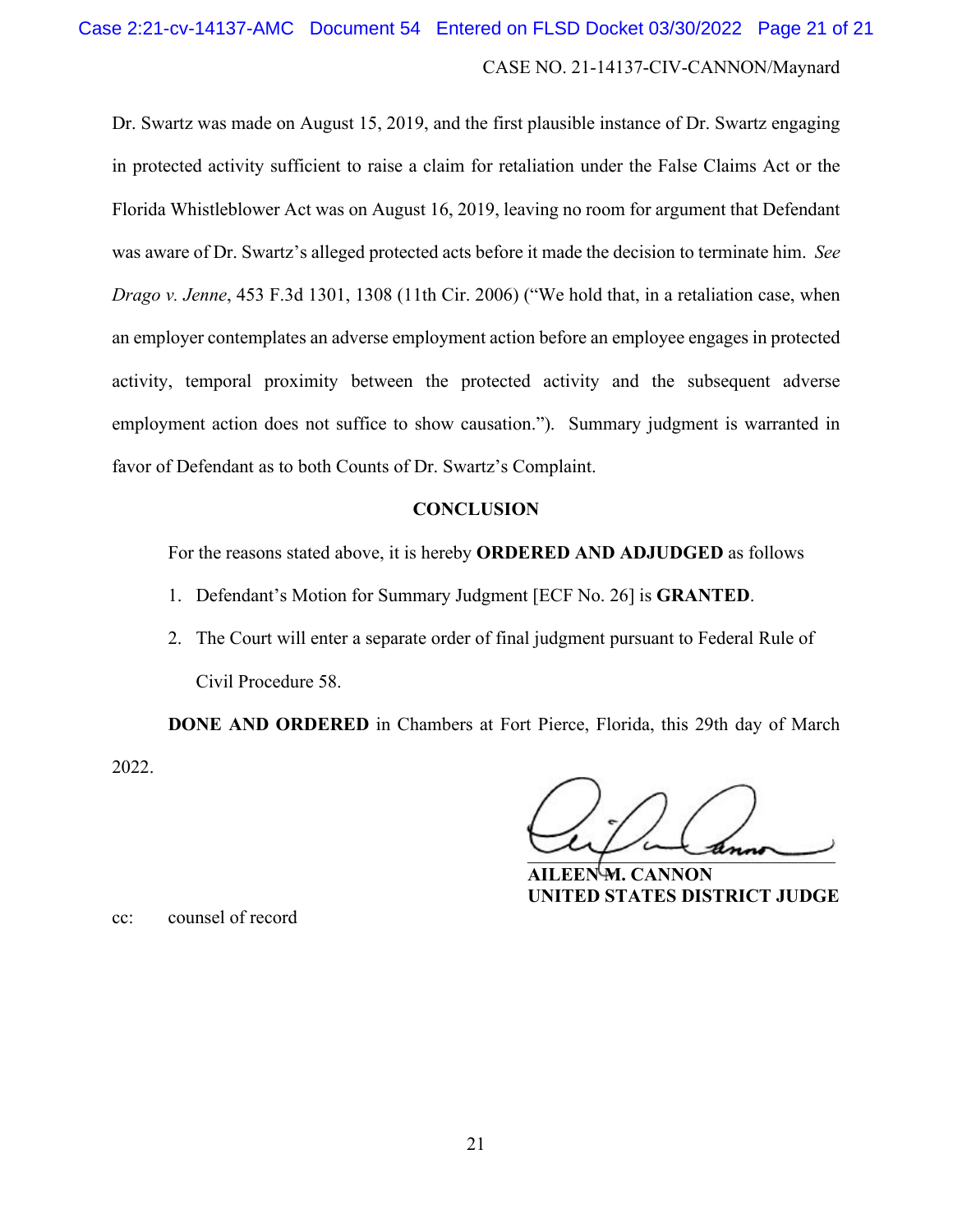Dr. Swartz was made on August 15, 2019, and the first plausible instance of Dr. Swartz engaging in protected activity sufficient to raise a claim for retaliation under the False Claims Act or the Florida Whistleblower Act was on August 16, 2019, leaving no room for argument that Defendant was aware of Dr. Swartz's alleged protected acts before it made the decision to terminate him. *See Drago v. Jenne*, 453 F.3d 1301, 1308 (11th Cir. 2006) ("We hold that, in a retaliation case, when an employer contemplates an adverse employment action before an employee engages in protected activity, temporal proximity between the protected activity and the subsequent adverse employment action does not suffice to show causation."). Summary judgment is warranted in favor of Defendant as to both Counts of Dr. Swartz's Complaint.

## CONCLUSION

For the reasons stated above, it is hereby **ORDERED AND ADJUDGED** as follows

1. Defendant's Motion for Summary Judgment [ECF No. 26] is **GRANTED**.
2. The Court will enter a separate order of final judgment pursuant to Federal Rule of Civil Procedure 58.

**DONE AND ORDERED** in Chambers at Fort Pierce, Florida, this 29th day of March 2022.

**AILEEN M. CANNON**
**UNITED STATES DISTRICT JUDGE**

cc: counsel of record